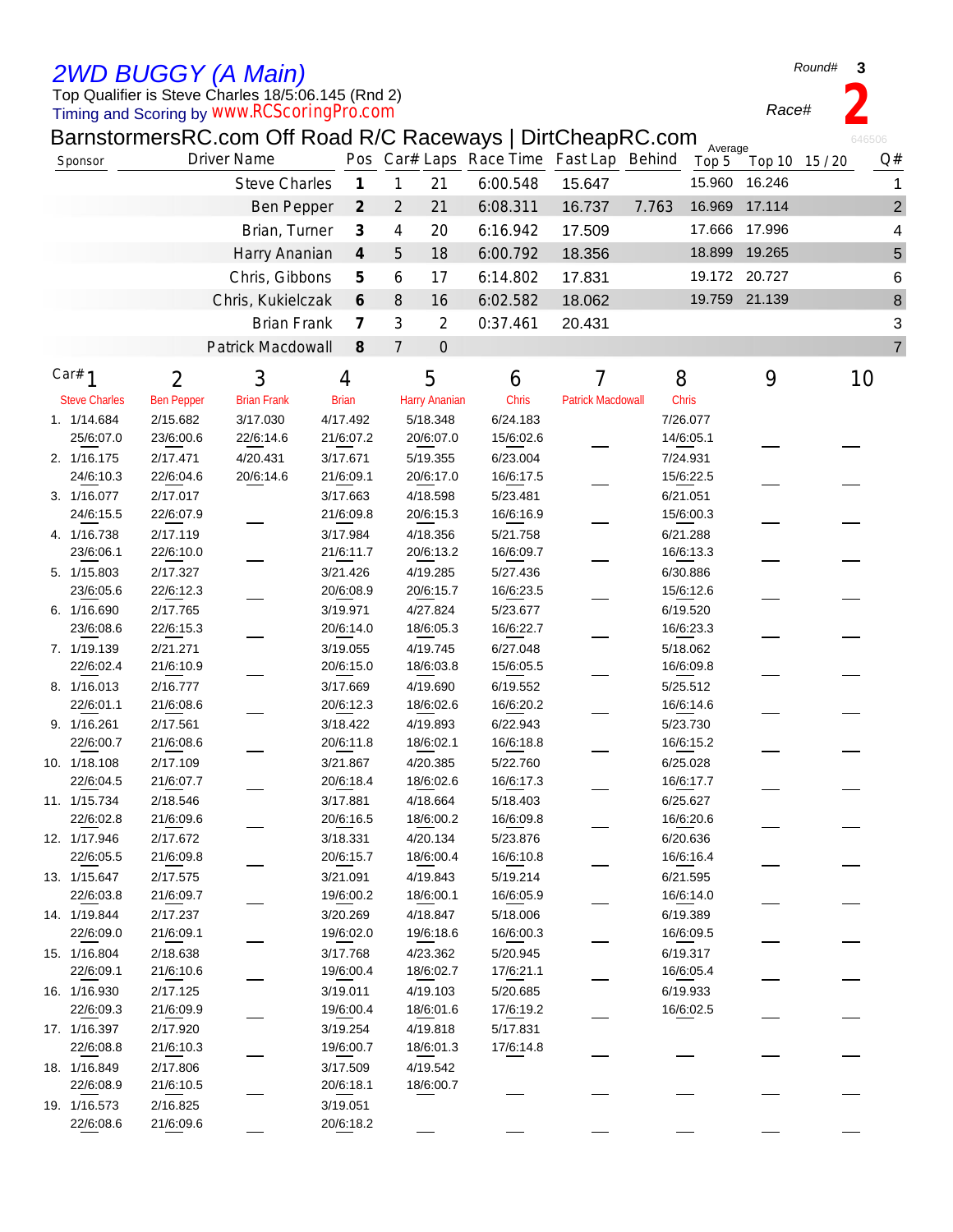# 2WD BUGGY (A Main)

Top Qualifier is Steve Charles 18/5:06.145 (Rnd 2)

Timing and Scoring by www.RCScoringPro.com

Round# **3**

Race# **2**

646506

## BarnstormersRC.com Off Road R/C Raceways | DirtCheapRC.com

| Sponsor | Driver Name | Pos | Car# | Laps | Race Time | Fast Lap | Behind | Average Top 5 | Top 10 | 15 / 20 | Q# |
|---|---|---|---|---|---|---|---|---|---|---|---|
| | Steve Charles | 1 | 1 | 21 | 6:00.548 | 15.647 | | 15.960 | 16.246 | | 1 |
| | Ben Pepper | 2 | 2 | 21 | 6:08.311 | 16.737 | 7.763 | 16.969 | 17.114 | | 2 |
| | Brian, Turner | 3 | 4 | 20 | 6:16.942 | 17.509 | | 17.666 | 17.996 | | 4 |
| | Harry Ananian | 4 | 5 | 18 | 6:00.792 | 18.356 | | 18.899 | 19.265 | | 5 |
| | Chris, Gibbons | 5 | 6 | 17 | 6:14.802 | 17.831 | | 19.172 | 20.727 | | 6 |
| | Chris, Kukielczak | 6 | 8 | 16 | 6:02.582 | 18.062 | | 19.759 | 21.139 | | 8 |
| | Brian Frank | 7 | 3 | 2 | 0:37.461 | 20.431 | | | | | 3 |
| | Patrick Macdowall | 8 | 7 | 0 | | | | | | | 7 |

| Lap | Car# 1 Steve Charles | 2 Ben Pepper | 3 Brian Frank | 4 Brian | 5 Harry Ananian | 6 Chris | 7 Patrick Macdowall | 8 Chris | 9 | 10 |
|---|---|---|---|---|---|---|---|---|---|---|
| 1. | 1/14.684<br>25/6:07.0 | 2/15.682<br>23/6:00.6 | 3/17.030<br>22/6:14.6 | 4/17.492<br>21/6:07.2 | 5/18.348<br>20/6:07.0 | 6/24.183<br>15/6:02.6 | ___ | 7/26.077<br>14/6:05.1 | ___ | ___ |
| 2. | 1/16.175<br>24/6:10.3 | 2/17.471<br>22/6:04.6 | 4/20.431<br>20/6:14.6 | 3/17.671<br>21/6:09.1 | 5/19.355<br>20/6:17.0 | 6/23.004<br>16/6:17.5 | ___ | 7/24.931<br>15/6:22.5 | ___ | ___ |
| 3. | 1/16.077<br>24/6:15.5 | 2/17.017<br>22/6:07.9 | ___ | 3/17.663<br>21/6:09.8 | 4/18.598<br>20/6:15.3 | 5/23.481<br>16/6:16.9 | ___ | 6/21.051<br>15/6:00.3 | ___ | ___ |
| 4. | 1/16.738<br>23/6:06.1 | 2/17.119<br>22/6:10.0 | ___ | 3/17.984<br>21/6:11.7 | 4/18.356<br>20/6:13.2 | 5/21.758<br>16/6:09.7 | ___ | 6/21.288<br>16/6:13.3 | ___ | ___ |
| 5. | 1/15.803<br>23/6:05.6 | 2/17.327<br>22/6:12.3 | ___ | 3/21.426<br>20/6:08.9 | 4/19.285<br>20/6:15.7 | 5/27.436<br>16/6:23.5 | ___ | 6/30.886<br>15/6:12.6 | ___ | ___ |
| 6. | 1/16.690<br>23/6:08.6 | 2/17.765<br>22/6:15.3 | ___ | 3/19.971<br>20/6:14.0 | 4/27.824<br>18/6:05.3 | 5/23.677<br>16/6:22.7 | ___ | 6/19.520<br>16/6:23.3 | ___ | ___ |
| 7. | 1/19.139<br>22/6:02.4 | 2/21.271<br>21/6:10.9 | ___ | 3/19.055<br>20/6:15.0 | 4/19.745<br>18/6:03.8 | 6/27.048<br>15/6:05.5 | ___ | 5/18.062<br>16/6:09.8 | ___ | ___ |
| 8. | 1/16.013<br>22/6:01.1 | 2/16.777<br>21/6:08.6 | ___ | 3/17.669<br>20/6:12.3 | 4/19.690<br>18/6:02.6 | 6/19.552<br>16/6:20.2 | ___ | 5/25.512<br>16/6:14.6 | ___ | ___ |
| 9. | 1/16.261<br>22/6:00.7 | 2/17.561<br>21/6:08.6 | ___ | 3/18.422<br>20/6:11.8 | 4/19.893<br>18/6:02.1 | 6/22.943<br>16/6:18.8 | ___ | 5/23.730<br>16/6:15.2 | ___ | ___ |
| 10. | 1/18.108<br>22/6:04.5 | 2/17.109<br>21/6:07.7 | ___ | 3/21.867<br>20/6:18.4 | 4/20.385<br>18/6:02.6 | 5/22.760<br>16/6:17.3 | ___ | 6/25.028<br>16/6:17.7 | ___ | ___ |
| 11. | 1/15.734<br>22/6:02.8 | 2/18.546<br>21/6:09.6 | ___ | 3/17.881<br>20/6:16.5 | 4/18.664<br>18/6:00.2 | 5/18.403<br>16/6:09.8 | ___ | 6/25.627<br>16/6:20.6 | ___ | ___ |
| 12. | 1/17.946<br>22/6:05.5 | 2/17.672<br>21/6:09.8 | ___ | 3/18.331<br>20/6:15.7 | 4/20.134<br>18/6:00.4 | 5/23.876<br>16/6:10.8 | ___ | 6/20.636<br>16/6:16.4 | ___ | ___ |
| 13. | 1/15.647<br>22/6:03.8 | 2/17.575<br>21/6:09.7 | ___ | 3/21.091<br>19/6:00.2 | 4/19.843<br>18/6:00.1 | 5/19.214<br>16/6:05.9 | ___ | 6/21.595<br>16/6:14.0 | ___ | ___ |
| 14. | 1/19.844<br>22/6:09.0 | 2/17.237<br>21/6:09.1 | ___ | 3/20.269<br>19/6:02.0 | 4/18.847<br>19/6:18.6 | 5/18.006<br>16/6:00.3 | ___ | 6/19.389<br>16/6:09.5 | ___ | ___ |
| 15. | 1/16.804<br>22/6:09.1 | 2/18.638<br>21/6:10.6 | ___ | 3/17.768<br>19/6:00.4 | 4/23.362<br>18/6:02.7 | 5/20.945<br>17/6:21.1 | ___ | 6/19.317<br>16/6:05.4 | ___ | ___ |
| 16. | 1/16.930<br>22/6:09.3 | 2/17.125<br>21/6:09.9 | ___ | 3/19.011<br>19/6:00.4 | 4/19.103<br>18/6:01.6 | 5/20.685<br>17/6:19.2 | ___ | 6/19.933<br>16/6:02.5 | ___ | ___ |
| 17. | 1/16.397<br>22/6:08.8 | 2/17.920<br>21/6:10.3 | ___ | 3/19.254<br>19/6:00.7 | 4/19.818<br>18/6:01.3 | 5/17.831<br>17/6:14.8 | ___ | ___ | ___ | ___ |
| 18. | 1/16.849<br>22/6:08.9 | 2/17.806<br>21/6:10.5 | ___ | 3/17.509<br>20/6:18.1 | 4/19.542<br>18/6:00.7 | ___ | ___ | ___ | ___ | ___ |
| 19. | 1/16.573<br>22/6:08.6 | 2/16.825<br>21/6:09.6 | ___ | 3/19.051<br>20/6:18.2 | ___ | ___ | ___ | ___ | ___ | ___ |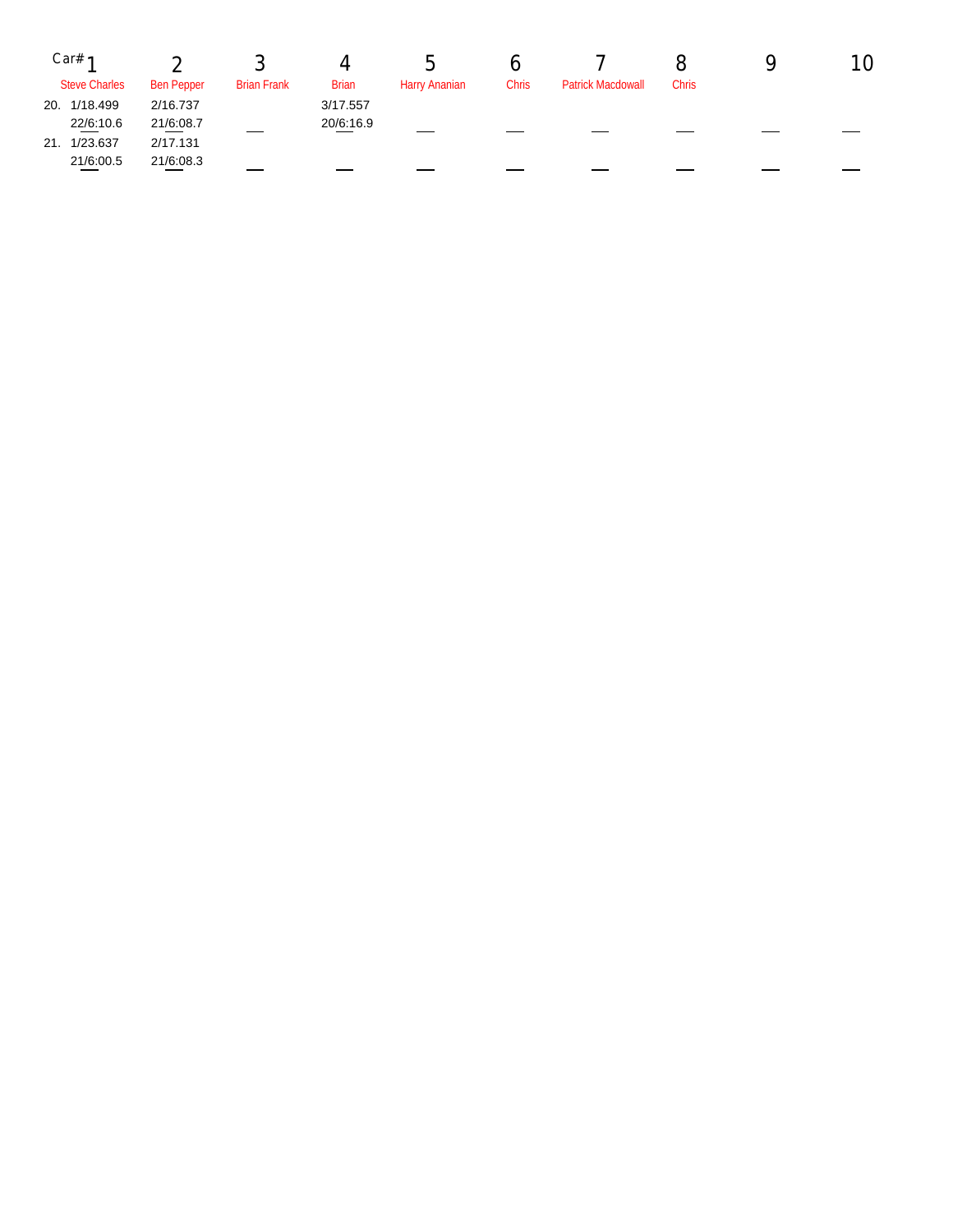| Car# | 1 | 2 | 3 | 4 | 5 | 6 | 7 | 8 | 9 | 10 |
|---|---|---|---|---|---|---|---|---|---|---|
| | Steve Charles | Ben Pepper | Brian Frank | Brian | Harry Ananian | Chris | Patrick Macdowall | Chris | | |
| 20. | 1/18.499 | 2/16.737 | | 3/17.557 | | | | | | |
| | 22/6:10.6 | 21/6:08.7 | | 20/6:16.9 | | | | | | |
| 21. | 1/23.637 | 2/17.131 | | | | | | | | |
| | 21/6:00.5 | 21/6:08.3 | | | | | | | | |